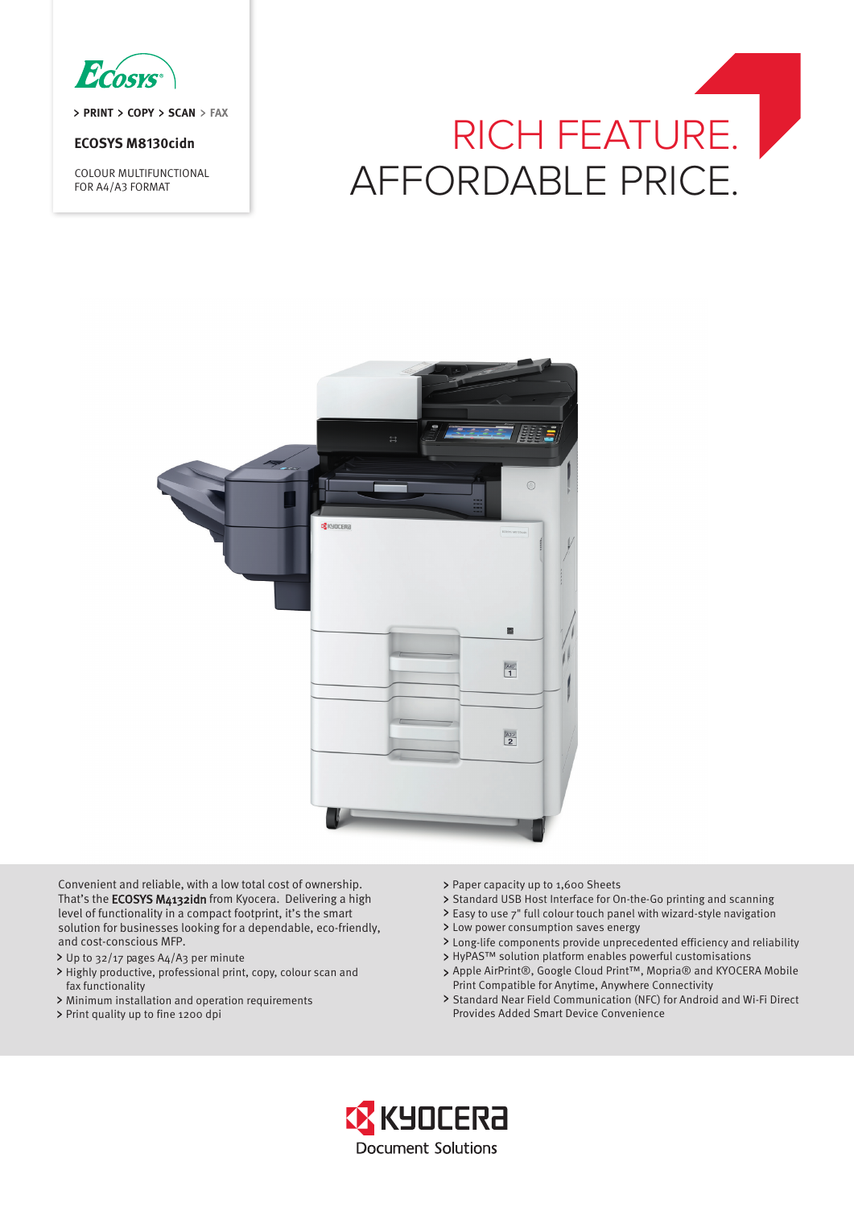ECOSYS

> PRINT > COPY > SCAN > FAX

**ECOSYS M8130cidn**

COLOUR MULTIFUNCTIONAL
FOR A4/A3 FORMAT

# RICH FEATURE.
# AFFORDABLE PRICE.

Convenient and reliable, with a low total cost of ownership. That's the **ECOSYS M4132idn** from Kyocera. Delivering a high level of functionality in a compact footprint, it's the smart solution for businesses looking for a dependable, eco-friendly, and cost-conscious MFP.

- Up to 32/17 pages A4/A3 per minute
- Highly productive, professional print, copy, colour scan and fax functionality
- Minimum installation and operation requirements
- Print quality up to fine 1200 dpi
- Paper capacity up to 1,600 Sheets
- Standard USB Host Interface for On-the-Go printing and scanning
- Easy to use 7" full colour touch panel with wizard-style navigation
- Low power consumption saves energy
- Long-life components provide unprecedented efficiency and reliability
- HyPAS™ solution platform enables powerful customisations
- Apple AirPrint®, Google Cloud Print™, Mopria® and KYOCERA Mobile Print Compatible for Anytime, Anywhere Connectivity
- Standard Near Field Communication (NFC) for Android and Wi-Fi Direct Provides Added Smart Device Convenience

KYOCERA
Document Solutions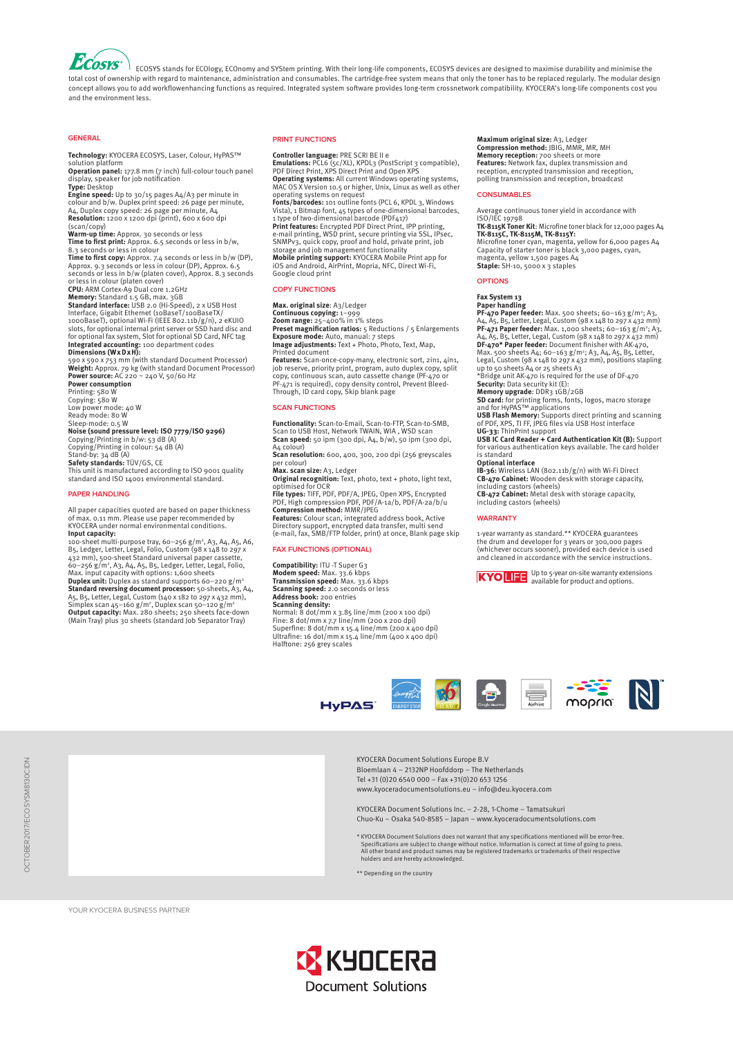ECOSYS stands for ECOlogy, ECOnomy and SYStem printing. With their long-life components, ECOSYS devices are designed to maximise durability and minimise the total cost of ownership with regard to maintenance, administration and consumables. The cartridge-free system means that only the toner has to be replaced regularly. The modular design concept allows you to add workflowenhancing functions as required. Integrated system software provides long-term crossnetwork compatibility. KYOCERA's long-life components cost you and the environment less.

## GENERAL

**Technology:** KYOCERA ECOSYS, Laser, Colour, HyPAS™ solution platform
**Operation panel:** 177.8 mm (7 inch) full-colour touch panel display, speaker for job notification
**Type:** Desktop
**Engine speed:** Up to 30/15 pages A4/A3 per minute in colour and b/w. Duplex print speed: 26 page per minute, A4, Duplex copy speed: 26 page per minute, A4
**Resolution:** 1200 x 1200 dpi (print), 600 x 600 dpi (scan/copy)
**Warm-up time:** Approx. 30 seconds or less
**Time to first print:** Approx. 6.5 seconds or less in b/w, 8.3 seconds or less in colour
**Time to first copy:** Approx. 7.4 seconds or less in b/w (DP), Approx. 9.3 seconds or less in colour (DP), Approx. 6.5 seconds or less in b/w (platen cover), Approx. 8.3 seconds or less in colour (platen cover)
**CPU:** ARM Cortex-A9 Dual core 1.2GHz
**Memory:** Standard 1.5 GB, max. 3GB
**Standard interface:** USB 2.0 (Hi-Speed), 2 x USB Host Interface, Gigabit Ethernet (10BaseT/100BaseTX/1000BaseT), optional Wi-Fi (IEEE 802.11b/g/n), 2 eKUIO slots, for optional internal print server or SSD hard disc and for optional fax system, Slot for optional SD Card, NFC tag
**Integrated accounting:** 100 department codes
**Dimensions (W x D x H):** 590 x 590 x 753 mm (with standard Document Processor)
**Weight:** Approx. 79 kg (with standard Document Processor)
**Power source:** AC 220 ~ 240 V, 50/60 Hz
**Power consumption**
Printing: 580 W
Copying: 580 W
Low power mode: 40 W
Ready mode: 80 W
Sleep-mode: 0.5 W
**Noise (sound pressure level: ISO 7779/ISO 9296)**
Copying/Printing in b/w: 53 dB (A)
Copying/Printing in colour: 54 dB (A)
Stand-by: 34 dB (A)
**Safety standards:** TÜV/GS, CE
This unit is manufactured according to ISO 9001 quality standard and ISO 14001 environmental standard.

## PAPER HANDLING

All paper capacities quoted are based on paper thickness of max. 0.11 mm. Please use paper recommended by KYOCERA under normal environmental conditions.
**Input capacity:**
100-sheet multi-purpose tray, 60–256 g/m², A3, A4, A5, A6, B5, Ledger, Letter, Legal, Folio, Custom (98 x 148 to 297 x 432 mm), 500-sheet Standard universal paper cassette, 60–256 g/m², A3, A4, A5, B5, Ledger, Letter, Legal, Folio, Max. input capacity with options: 1,600 sheets
**Duplex unit:** Duplex as standard supports 60–220 g/m²
**Standard reversing document processor:** 50-sheets, A3, A4, A5, B5, Letter, Legal, Custom (140 x 182 to 297 x 432 mm), Simplex scan 45–160 g/m², Duplex scan 50–120 g/m²
**Output capacity:** Max. 280 sheets; 250 sheets face-down (Main Tray) plus 30 sheets (standard Job Separator Tray)

## PRINT FUNCTIONS

**Controller language:** PRE SCRI BE II e
**Emulations:** PCL6 (5c/XL), KPDL3 (PostScript 3 compatible), PDF Direct Print, XPS Direct Print and Open XPS
**Operating systems:** All current Windows operating systems, MAC OS X Version 10.5 or higher, Unix, Linux as well as other operating systems on request
**Fonts/barcodes:** 101 outline fonts (PCL 6, KPDL 3, Windows Vista), 1 Bitmap font, 45 types of one-dimensional barcodes, 1 type of two-dimensional barcode (PDF417)
**Print features:** Encrypted PDF Direct Print, IPP printing, e-mail printing, WSD print, secure printing via SSL, IPSec, SNMPv3, quick copy, proof and hold, private print, job storage and job management functionality
**Mobile printing support:** KYOCERA Mobile Print app for iOS and Android, AirPrint, Mopria, NFC, Direct Wi-Fi, Google cloud print

## COPY FUNCTIONS

**Max. original size:** A3/Ledger
**Continuous copying:** 1–999
**Zoom range:** 25–400% in 1% steps
**Preset magnification ratios:** 5 Reductions / 5 Enlargements
**Exposure mode:** Auto, manual: 7 steps
**Image adjustments:** Text + Photo, Photo, Text, Map, Printed document
**Features:** Scan-once-copy-many, electronic sort, 2in1, 4in1, job reserve, priority print, program, auto duplex copy, split copy, continuous scan, auto cassette change (PF-470 or PF-471 is required), copy density control, Prevent Bleed-Through, ID card copy, Skip blank page

## SCAN FUNCTIONS

**Functionality:** Scan-to-Email, Scan-to-FTP, Scan-to-SMB, Scan to USB Host, Network TWAIN, WIA , WSD scan
**Scan speed:** 50 ipm (300 dpi, A4, b/w), 50 ipm (300 dpi, A4 colour)
**Scan resolution:** 600, 400, 300, 200 dpi (256 greyscales per colour)
**Max. scan size:** A3, Ledger
**Original recognition:** Text, photo, text + photo, light text, optimised for OCR
**File types:** TIFF, PDF, PDF/A, JPEG, Open XPS, Encrypted PDF, High compression PDF, PDF/A-1a/b, PDF/A-2a/b/u
**Compression method:** MMR/JPEG
**Features:** Colour scan, integrated address book, Active Directory support, encrypted data transfer, multi send (e-mail, fax, SMB/FTP folder, print) at once, Blank page skip

## FAX FUNCTIONS (OPTIONAL)

**Compatibility:** ITU -T Super G3
**Modem speed:** Max. 33.6 kbps
**Transmission speed:** Max. 33.6 kbps
**Scanning speed:** 2.0 seconds or less
**Address book:** 200 entries
**Scanning density:**
Normal: 8 dot/mm x 3.85 line/mm (200 x 100 dpi)
Fine: 8 dot/mm x 7.7 line/mm (200 x 200 dpi)
Superfine: 8 dot/mm x 15.4 line/mm (200 x 400 dpi)
Ultrafine: 16 dot/mm x 15.4 line/mm (400 x 400 dpi)
Halftone: 256 grey scales
**Maximum original size:** A3, Ledger
**Compression method:** JBIG, MMR, MR, MH
**Memory reception:** 700 sheets or more
**Features:** Network fax, duplex transmission and reception, encrypted transmission and reception, polling transmission and reception, broadcast

## CONSUMABLES

Average continuous toner yield in accordance with ISO/IEC 19798
**TK-8115K Toner Kit**: Microfine toner black for 12,000 pages A4
**TK-8115C, TK-8115M, TK-8115Y:**
Microfine toner cyan, magenta, yellow for 6,000 pages A4
Capacity of starter toner is black 3,000 pages, cyan, magenta, yellow 1,500 pages A4
**Staple:** SH-10, 5000 x 3 staples

## OPTIONS

**Fax System 13**
**Paper handling**
**PF-470 Paper feeder:** Max. 500 sheets; 60–163 g/m²; A3, A4, A5, B5, Letter, Legal, Custom (98 x 148 to 297 x 432 mm)
**PF-471 Paper feeder:** Max. 1,000 sheets; 60–163 g/m²; A3, A4, A5, B5, Letter, Legal, Custom (98 x 148 to 297 x 432 mm)
**DF-470* Paper feeder:** Document finisher with AK-470, Max. 500 sheets A4; 60–163 g/m²; A3, A4, A5, B5, Letter, Legal, Custom (98 x 148 to 297 x 432 mm), positions stapling up to 50 sheets A4 or 25 sheets A3
*Bridge unit AK-470 is required for the use of DF-470
**Security:** Data security kit (E):
**Memory upgrade**: DDR3 1GB/2GB
**SD card:** for printing forms, fonts, logos, macro storage and for HyPAS™ applications
**USB Flash Memory:** Supports direct printing and scanning of PDF, XPS, TI FF, JPEG files via USB Host interface
**UG-33:** ThinPrint support
**USB IC Card Reader + Card Authentication Kit (B):** Support for various authentication keys available. The card holder is standard
**Optional interface**
**IB-36:** Wireless LAN (802.11b/g/n) with Wi-Fi Direct
**CB-470 Cabinet:** Wooden desk with storage capacity, including castors (wheels)
**CB-472 Cabinet:** Metal desk with storage capacity, including castors (wheels)

## WARRANTY

1-year warranty as standard.** KYOCERA guarantees the drum and developer for 3 years or 300,000 pages (whichever occurs sooner), provided each device is used and cleaned in accordance with the service instructions.

KYOLIFE Up to 5-year on-site warranty extensions available for product and options.

KYOCERA Document Solutions Europe B.V
Bloemlaan 4 – 2132NP Hoofddorp – The Netherlands
Tel +31 (0)20 6540 000 – Fax +31(0)20 653 1256
www.kyoceradocumentsolutions.eu – info@deu.kyocera.com

KYOCERA Document Solutions Inc. – 2-28, 1-Chome – Tamatsukuri
Chuo-Ku – Osaka 540-8585 – Japan – www.kyoceradocumentsolutions.com

* KYOCERA Document Solutions does not warrant that any specifications mentioned will be error-free. Specifications are subject to change without notice. Information is correct at time of going to press. All other brand and product names may be registered trademarks or trademarks of their respective holders and are hereby acknowledged.

** Depending on the country

OCTOBER2017/ECOSYSM8130CIDN

YOUR KYOCERA BUSINESS PARTNER

KYOCERA Document Solutions